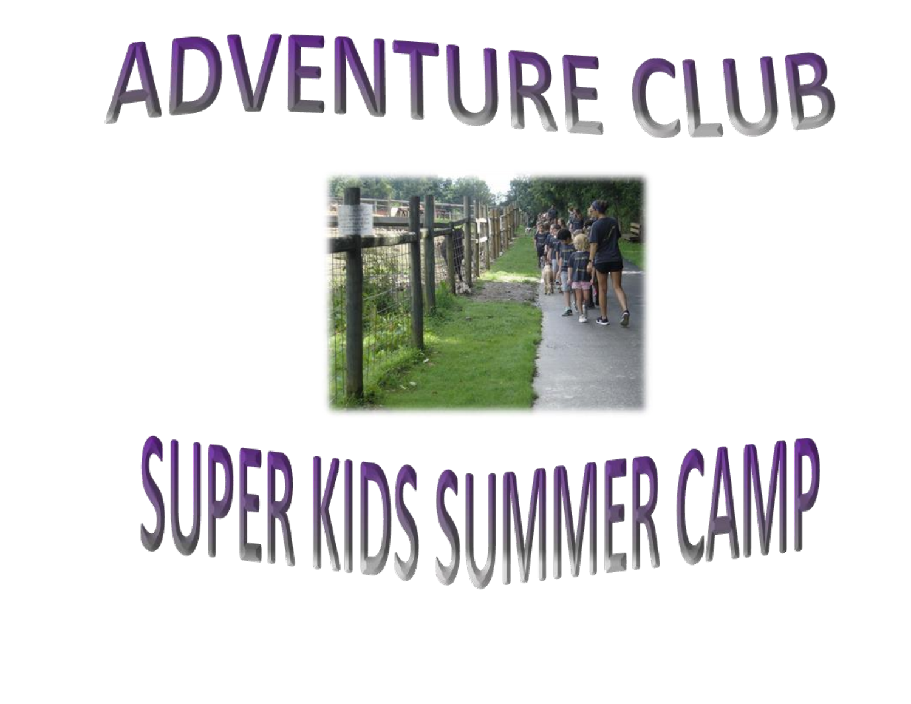# ADVENTURE CLUB

# SUPER KIDS SUMMER CAMP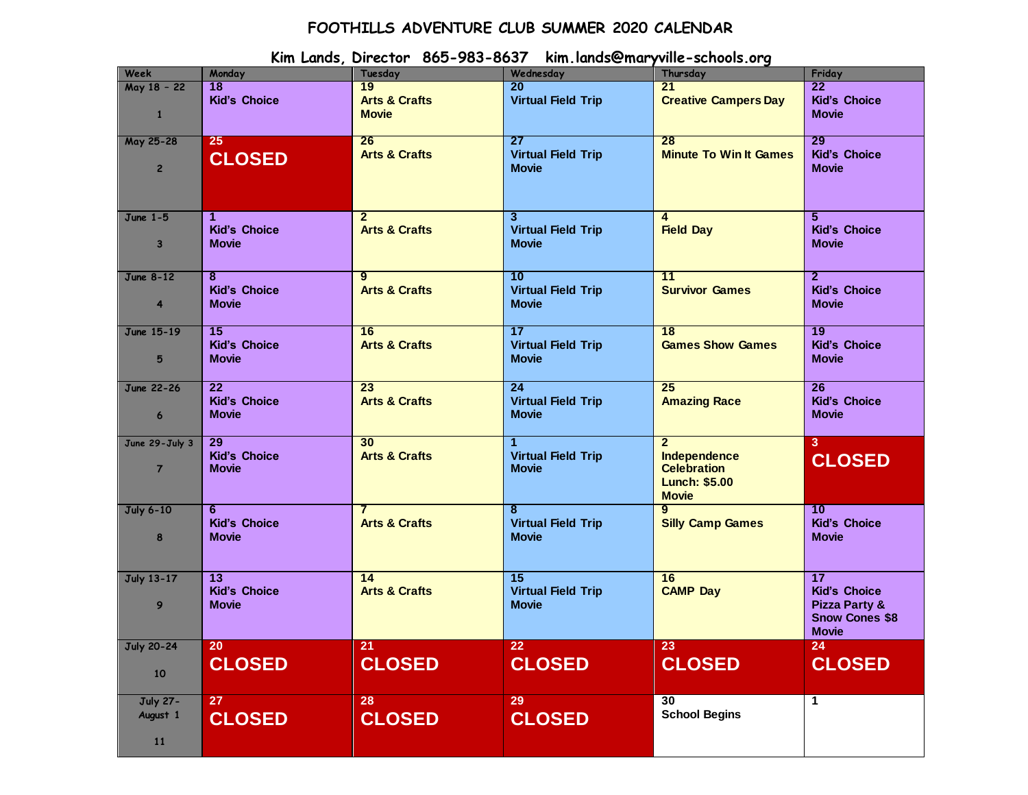# FOOTHILLS ADVENTURE CLUB SUMMER 2020 CALENDAR

**Kim Lands, Director 865-983-8637 kim.lands@maryville-schools.org**

| Week | Monday | Tuesday | Wednesday | Thursday | Friday |
|---|---|---|---|---|---|
| May 18 - 22<br>1 | **18**<br>**Kid's Choice** | **19**<br>**Arts & Crafts**<br>**Movie** | **20**<br>**Virtual Field Trip** | **21**<br>**Creative Campers Day** | **22**<br>**Kid's Choice**<br>**Movie** |
| May 25-28<br>2 | **25**<br>**CLOSED** | **26**<br>**Arts & Crafts** | **27**<br>**Virtual Field Trip**<br>**Movie** | **28**<br>**Minute To Win It Games** | **29**<br>**Kid's Choice**<br>**Movie** |
| June 1-5<br>3 | **1**<br>**Kid's Choice**<br>**Movie** | **2**<br>**Arts & Crafts** | **3**<br>**Virtual Field Trip**<br>**Movie** | **4**<br>**Field Day** | **5**<br>**Kid's Choice**<br>**Movie** |
| June 8-12<br>4 | **8**<br>**Kid's Choice**<br>**Movie** | **9**<br>**Arts & Crafts** | **10**<br>**Virtual Field Trip**<br>**Movie** | **11**<br>**Survivor Games** | **2**<br>**Kid's Choice**<br>**Movie** |
| June 15-19<br>5 | **15**<br>**Kid's Choice**<br>**Movie** | **16**<br>**Arts & Crafts** | **17**<br>**Virtual Field Trip**<br>**Movie** | **18**<br>**Games Show Games** | **19**<br>**Kid's Choice**<br>**Movie** |
| June 22-26<br>6 | **22**<br>**Kid's Choice**<br>**Movie** | **23**<br>**Arts & Crafts** | **24**<br>**Virtual Field Trip**<br>**Movie** | **25**<br>**Amazing Race** | **26**<br>**Kid's Choice**<br>**Movie** |
| June 29-July 3<br>7 | **29**<br>**Kid's Choice**<br>**Movie** | **30**<br>**Arts & Crafts** | **1**<br>**Virtual Field Trip**<br>**Movie** | **2**<br>**Independence Celebration**<br>**Lunch: $5.00**<br>**Movie** | **3**<br>**CLOSED** |
| July 6-10<br>8 | **6**<br>**Kid's Choice**<br>**Movie** | **7**<br>**Arts & Crafts** | **8**<br>**Virtual Field Trip**<br>**Movie** | **9**<br>**Silly Camp Games** | **10**<br>**Kid's Choice**<br>**Movie** |
| July 13-17<br>9 | **13**<br>**Kid's Choice**<br>**Movie** | **14**<br>**Arts & Crafts** | **15**<br>**Virtual Field Trip**<br>**Movie** | **16**<br>**CAMP Day** | **17**<br>**Kid's Choice**<br>**Pizza Party & Snow Cones $8**<br>**Movie** |
| July 20-24<br>10 | **20**<br>**CLOSED** | **21**<br>**CLOSED** | **22**<br>**CLOSED** | **23**<br>**CLOSED** | **24**<br>**CLOSED** |
| July 27-August 1<br>11 | **27**<br>**CLOSED** | **28**<br>**CLOSED** | **29**<br>**CLOSED** | **30**<br>**School Begins** | **1** |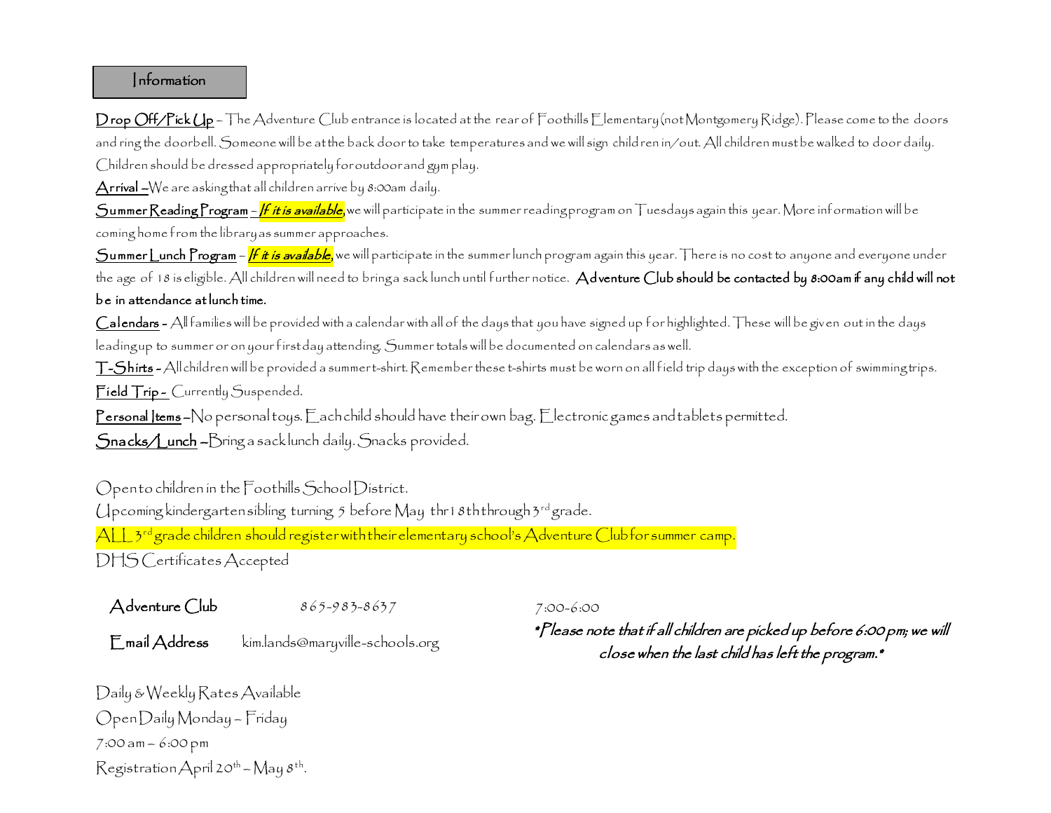## Information

**Drop Off/Pick Up** – The Adventure Club entrance is located at the rear of Foothills Elementary (not Montgomery Ridge). Please come to the doors and ring the doorbell. Someone will be at the back door to take temperatures and we will sign children in/out. All children must be walked to door daily. Children should be dressed appropriately for outdoor and gym play.

**Arrival** – We are asking that all children arrive by 8:00am daily.

**Summer Reading Program** – ***If it is available,*** we will participate in the summer reading program on Tuesdays again this year. More information will be coming home from the library as summer approaches.

**Summer Lunch Program** – ***If it is available,*** we will participate in the summer lunch program again this year. There is no cost to anyone and everyone under the age of 18 is eligible. All children will need to bring a sack lunch until further notice. **Adventure Club should be contacted by 8:00am if any child will not be in attendance at lunch time.**

**Calendars** - All families will be provided with a calendar with all of the days that you have signed up for highlighted. These will be given out in the days leading up to summer or on your first day attending. Summer totals will be documented on calendars as well.

**T-Shirts** - All children will be provided a summer t-shirt. Remember these t-shirts must be worn on all field trip days with the exception of swimming trips.

**Field Trip** - Currently Suspended.

**Personal Items** – No personal toys. Each child should have their own bag. Electronic games and tablets permitted.

**Snacks/Lunch** – Bring a sack lunch daily. Snacks provided.

Open to children in the Foothills School District.

Upcoming kindergarten sibling turning 5 before May thr18th through 3rd grade.

ALL 3rd grade children should register with their elementary school's Adventure Club for summer camp.

DHS Certificates Accepted

Adventure Club 865-983-8637

Email Address kim.lands@maryville-schools.org

7:00-6:00

**\*Please note that if all children are picked up before 6:00pm; we will close when the last child has left the program.\***

Daily & Weekly Rates Available

Open Daily Monday – Friday

7:00 am – 6:00 pm

Registration April 20th – May 8th.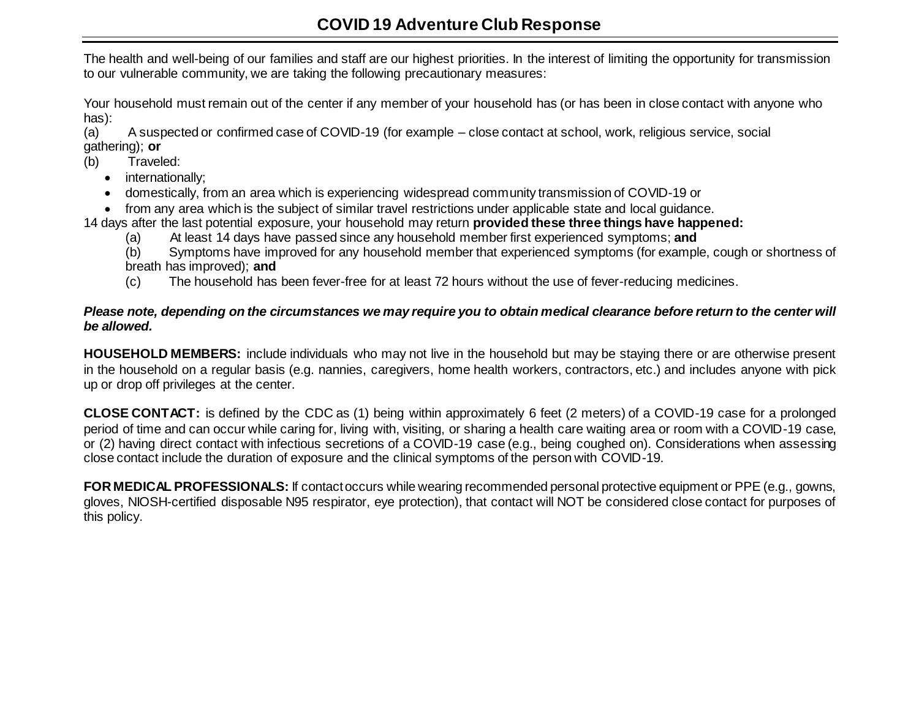# COVID 19 Adventure Club Response

The health and well-being of our families and staff are our highest priorities. In the interest of limiting the opportunity for transmission to our vulnerable community, we are taking the following precautionary measures:

Your household must remain out of the center if any member of your household has (or has been in close contact with anyone who has):

(a) A suspected or confirmed case of COVID-19 (for example – close contact at school, work, religious service, social gathering); **or**

(b) Traveled:

- internationally;
- domestically, from an area which is experiencing widespread community transmission of COVID-19 or
- from any area which is the subject of similar travel restrictions under applicable state and local guidance.

14 days after the last potential exposure, your household may return **provided these three things have happened:**

(a) At least 14 days have passed since any household member first experienced symptoms; **and**

(b) Symptoms have improved for any household member that experienced symptoms (for example, cough or shortness of breath has improved); **and**

(c) The household has been fever-free for at least 72 hours without the use of fever-reducing medicines.

***Please note, depending on the circumstances we may require you to obtain medical clearance before return to the center will be allowed.***

**HOUSEHOLD MEMBERS:** include individuals who may not live in the household but may be staying there or are otherwise present in the household on a regular basis (e.g. nannies, caregivers, home health workers, contractors, etc.) and includes anyone with pick up or drop off privileges at the center.

**CLOSE CONTACT:** is defined by the CDC as (1) being within approximately 6 feet (2 meters) of a COVID-19 case for a prolonged period of time and can occur while caring for, living with, visiting, or sharing a health care waiting area or room with a COVID-19 case, or (2) having direct contact with infectious secretions of a COVID-19 case (e.g., being coughed on). Considerations when assessing close contact include the duration of exposure and the clinical symptoms of the person with COVID-19.

**FOR MEDICAL PROFESSIONALS:** If contact occurs while wearing recommended personal protective equipment or PPE (e.g., gowns, gloves, NIOSH-certified disposable N95 respirator, eye protection), that contact will NOT be considered close contact for purposes of this policy.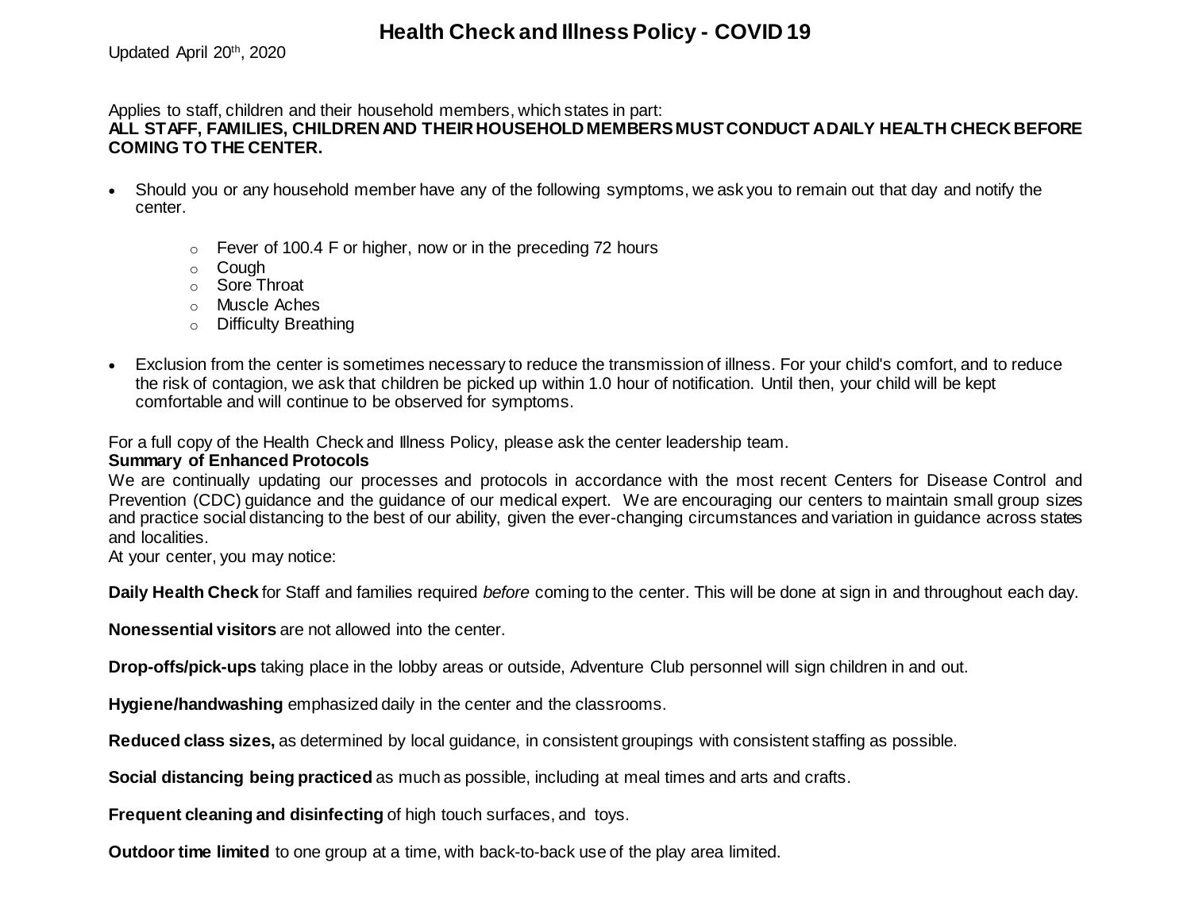# Health Check and Illness Policy - COVID 19

Updated April 20th, 2020

Applies to staff, children and their household members, which states in part:
**ALL STAFF, FAMILIES, CHILDREN AND THEIR HOUSEHOLD MEMBERS MUST CONDUCT A DAILY HEALTH CHECK BEFORE COMING TO THE CENTER.**

- Should you or any household member have any of the following symptoms, we ask you to remain out that day and notify the center.
    - Fever of 100.4 F or higher, now or in the preceding 72 hours
    - Cough
    - Sore Throat
    - Muscle Aches
    - Difficulty Breathing
- Exclusion from the center is sometimes necessary to reduce the transmission of illness. For your child's comfort, and to reduce the risk of contagion, we ask that children be picked up within 1.0 hour of notification. Until then, your child will be kept comfortable and will continue to be observed for symptoms.

For a full copy of the Health Check and Illness Policy, please ask the center leadership team.

**Summary of Enhanced Protocols**

We are continually updating our processes and protocols in accordance with the most recent Centers for Disease Control and Prevention (CDC) guidance and the guidance of our medical expert. We are encouraging our centers to maintain small group sizes and practice social distancing to the best of our ability, given the ever-changing circumstances and variation in guidance across states and localities.

At your center, you may notice:

**Daily Health Check** for Staff and families required *before* coming to the center. This will be done at sign in and throughout each day.

**Nonessential visitors** are not allowed into the center.

**Drop-offs/pick-ups** taking place in the lobby areas or outside, Adventure Club personnel will sign children in and out.

**Hygiene/handwashing** emphasized daily in the center and the classrooms.

**Reduced class sizes,** as determined by local guidance, in consistent groupings with consistent staffing as possible.

**Social distancing being practiced** as much as possible, including at meal times and arts and crafts.

**Frequent cleaning and disinfecting** of high touch surfaces, and toys.

**Outdoor time limited** to one group at a time, with back-to-back use of the play area limited.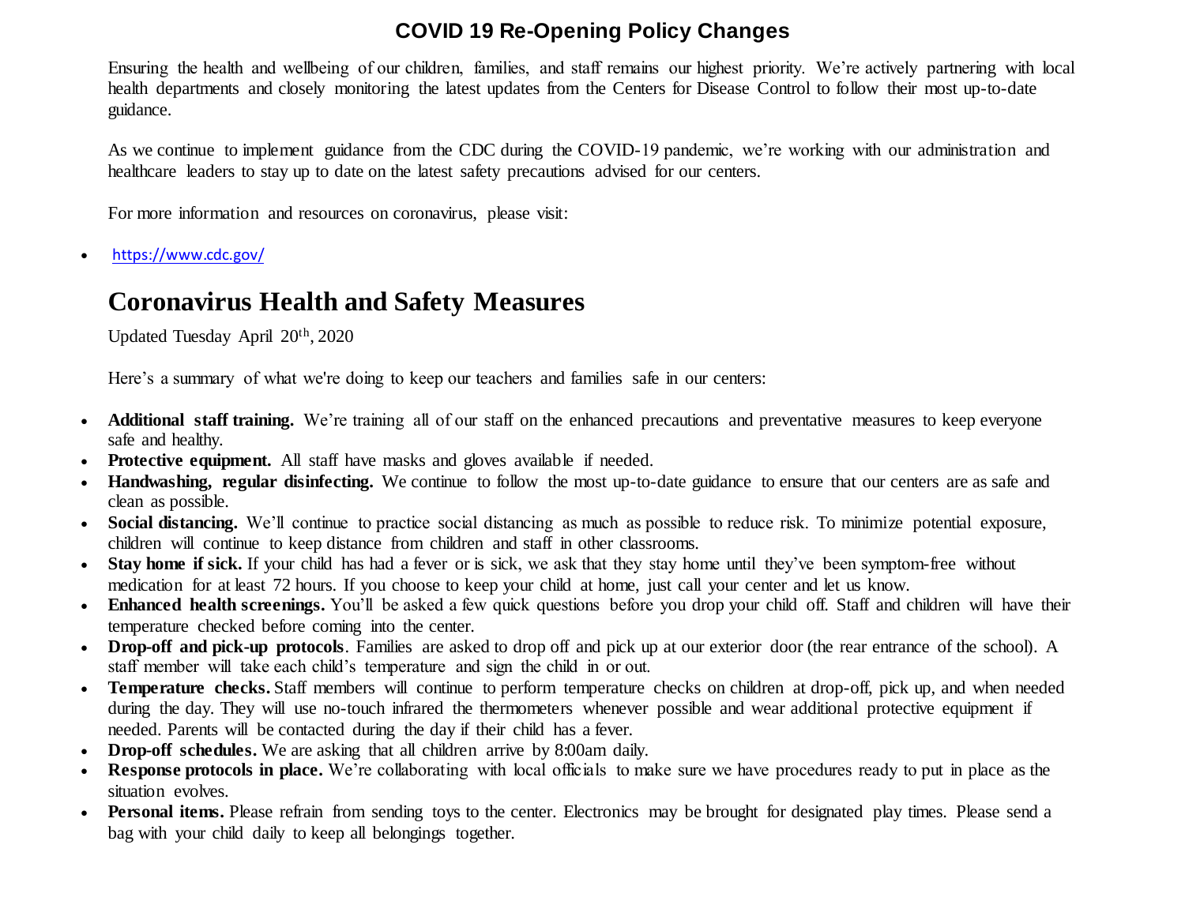## COVID 19 Re-Opening Policy Changes

Ensuring the health and wellbeing of our children, families, and staff remains our highest priority. We're actively partnering with local health departments and closely monitoring the latest updates from the Centers for Disease Control to follow their most up-to-date guidance.

As we continue to implement guidance from the CDC during the COVID-19 pandemic, we're working with our administration and healthcare leaders to stay up to date on the latest safety precautions advised for our centers.

For more information and resources on coronavirus, please visit:

- https://www.cdc.gov/

# Coronavirus Health and Safety Measures

Updated Tuesday April 20th, 2020

Here's a summary of what we're doing to keep our teachers and families safe in our centers:

- **Additional staff training.** We're training all of our staff on the enhanced precautions and preventative measures to keep everyone safe and healthy.
- **Protective equipment.** All staff have masks and gloves available if needed.
- **Handwashing, regular disinfecting.** We continue to follow the most up-to-date guidance to ensure that our centers are as safe and clean as possible.
- **Social distancing.** We'll continue to practice social distancing as much as possible to reduce risk. To minimize potential exposure, children will continue to keep distance from children and staff in other classrooms.
- **Stay home if sick.** If your child has had a fever or is sick, we ask that they stay home until they've been symptom-free without medication for at least 72 hours. If you choose to keep your child at home, just call your center and let us know.
- **Enhanced health screenings.** You'll be asked a few quick questions before you drop your child off. Staff and children will have their temperature checked before coming into the center.
- **Drop-off and pick-up protocols**. Families are asked to drop off and pick up at our exterior door (the rear entrance of the school). A staff member will take each child's temperature and sign the child in or out.
- **Temperature checks.** Staff members will continue to perform temperature checks on children at drop-off, pick up, and when needed during the day. They will use no-touch infrared the thermometers whenever possible and wear additional protective equipment if needed. Parents will be contacted during the day if their child has a fever.
- **Drop-off schedules.** We are asking that all children arrive by 8:00am daily.
- **Response protocols in place.** We're collaborating with local officials to make sure we have procedures ready to put in place as the situation evolves.
- **Personal items.** Please refrain from sending toys to the center. Electronics may be brought for designated play times. Please send a bag with your child daily to keep all belongings together.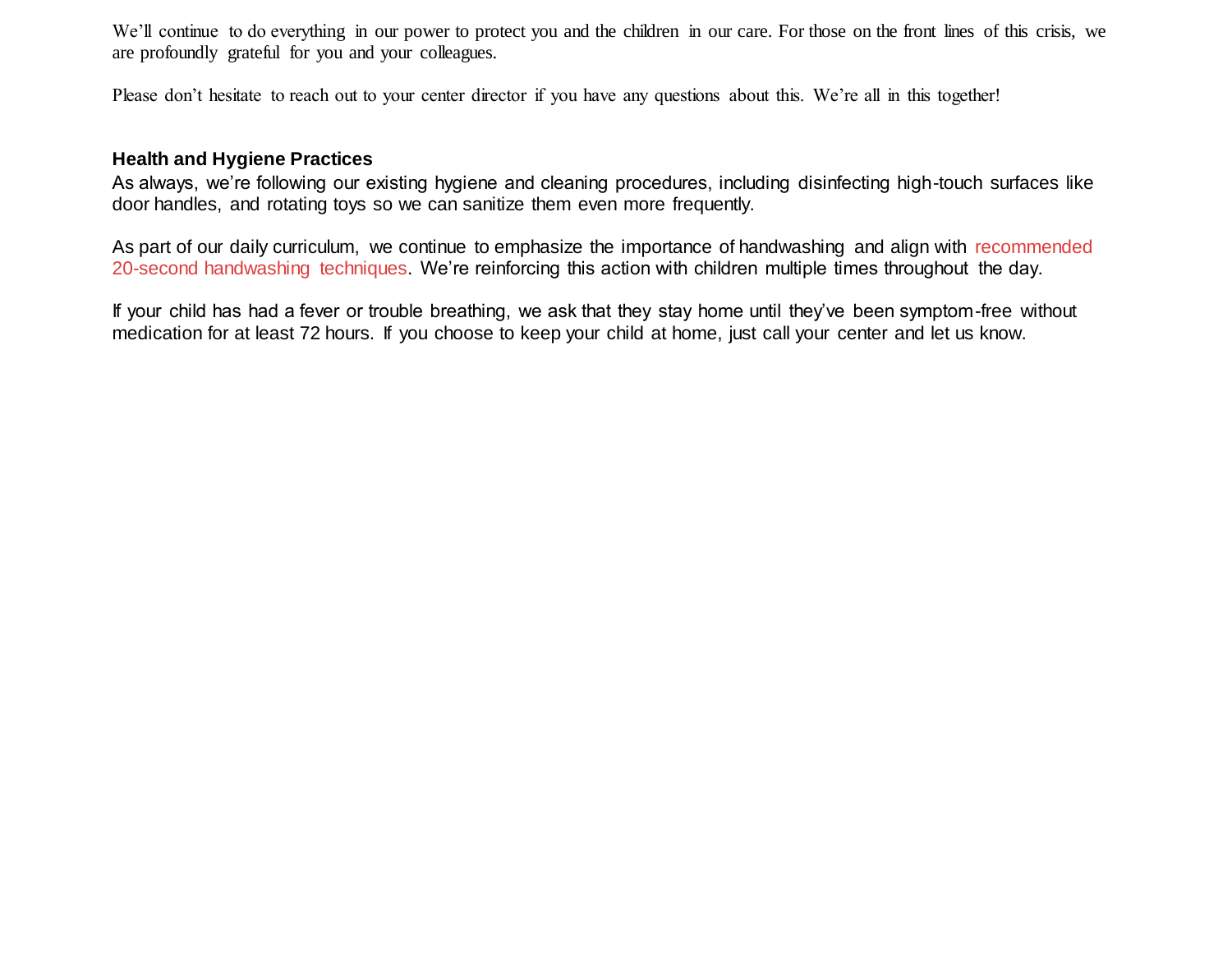We'll continue to do everything in our power to protect you and the children in our care. For those on the front lines of this crisis, we are profoundly grateful for you and your colleagues.

Please don't hesitate to reach out to your center director if you have any questions about this. We're all in this together!

**Health and Hygiene Practices**

As always, we're following our existing hygiene and cleaning procedures, including disinfecting high-touch surfaces like door handles, and rotating toys so we can sanitize them even more frequently.

As part of our daily curriculum, we continue to emphasize the importance of handwashing and align with recommended 20-second handwashing techniques. We're reinforcing this action with children multiple times throughout the day.

If your child has had a fever or trouble breathing, we ask that they stay home until they've been symptom-free without medication for at least 72 hours. If you choose to keep your child at home, just call your center and let us know.